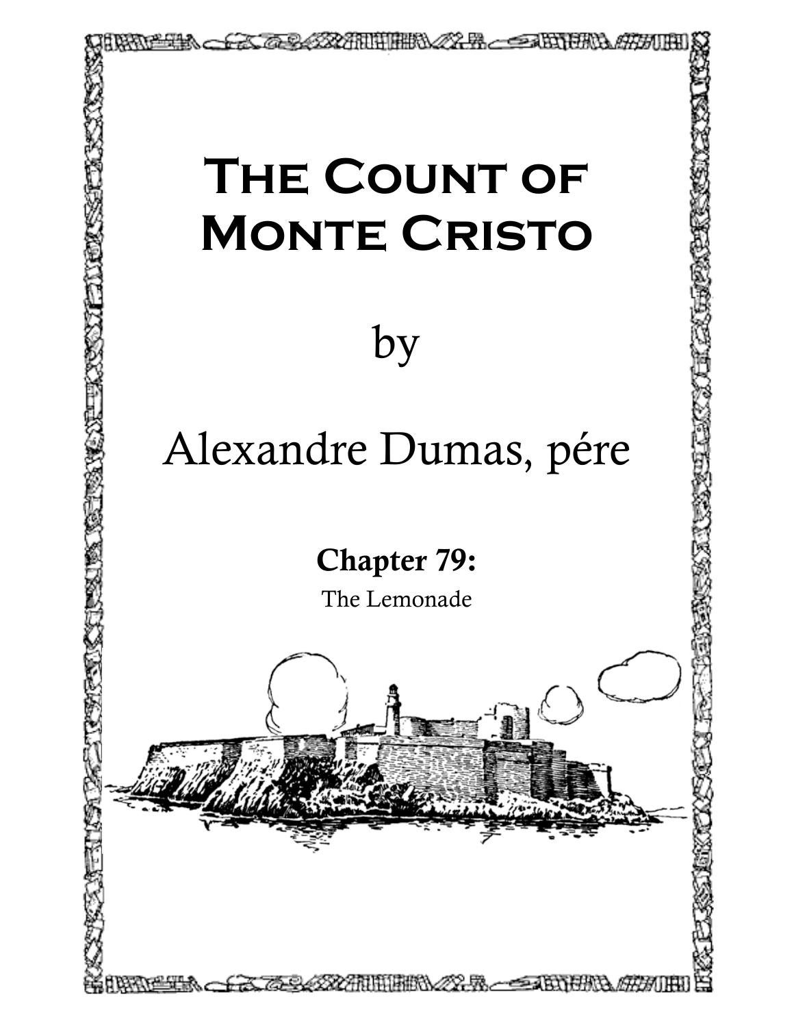# The Count of Monte Cristo

by

Alexandre Dumas, pére

## Chapter 79:

The Lemonade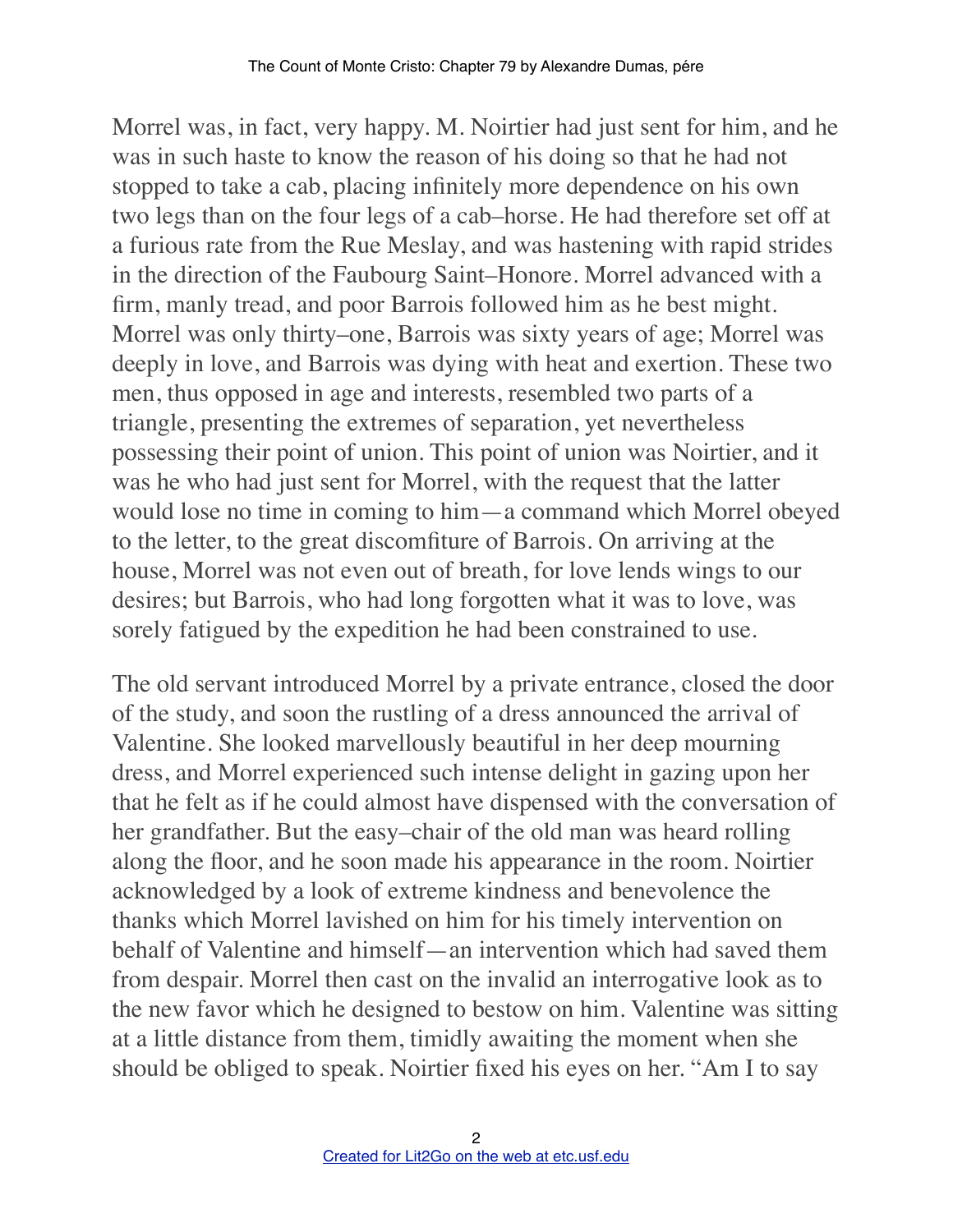Morrel was, in fact, very happy. M. Noirtier had just sent for him, and he was in such haste to know the reason of his doing so that he had not stopped to take a cab, placing infinitely more dependence on his own two legs than on the four legs of a cab–horse. He had therefore set off at a furious rate from the Rue Meslay, and was hastening with rapid strides in the direction of the Faubourg Saint–Honore. Morrel advanced with a firm, manly tread, and poor Barrois followed him as he best might. Morrel was only thirty–one, Barrois was sixty years of age; Morrel was deeply in love, and Barrois was dying with heat and exertion. These two men, thus opposed in age and interests, resembled two parts of a triangle, presenting the extremes of separation, yet nevertheless possessing their point of union. This point of union was Noirtier, and it was he who had just sent for Morrel, with the request that the latter would lose no time in coming to him—a command which Morrel obeyed to the letter, to the great discomfiture of Barrois. On arriving at the house, Morrel was not even out of breath, for love lends wings to our desires; but Barrois, who had long forgotten what it was to love, was sorely fatigued by the expedition he had been constrained to use.

The old servant introduced Morrel by a private entrance, closed the door of the study, and soon the rustling of a dress announced the arrival of Valentine. She looked marvellously beautiful in her deep mourning dress, and Morrel experienced such intense delight in gazing upon her that he felt as if he could almost have dispensed with the conversation of her grandfather. But the easy–chair of the old man was heard rolling along the floor, and he soon made his appearance in the room. Noirtier acknowledged by a look of extreme kindness and benevolence the thanks which Morrel lavished on him for his timely intervention on behalf of Valentine and himself—an intervention which had saved them from despair. Morrel then cast on the invalid an interrogative look as to the new favor which he designed to bestow on him. Valentine was sitting at a little distance from them, timidly awaiting the moment when she should be obliged to speak. Noirtier fixed his eyes on her. "Am I to say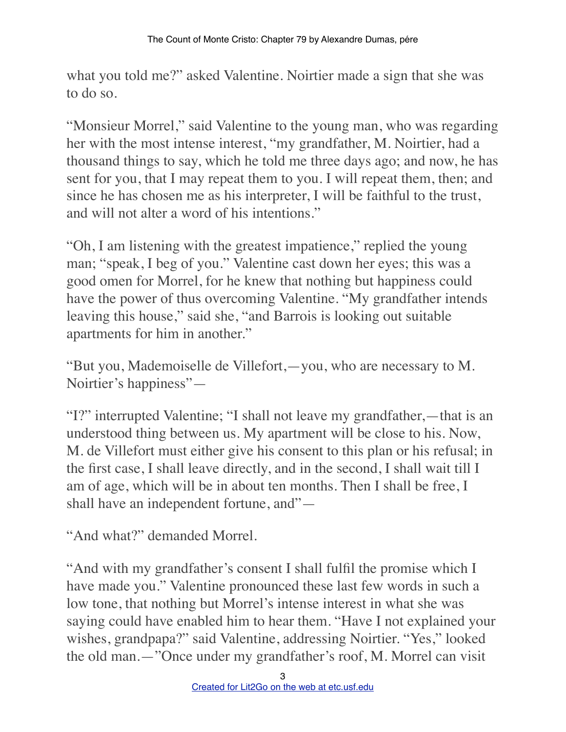what you told me?" asked Valentine. Noirtier made a sign that she was to do so.

"Monsieur Morrel," said Valentine to the young man, who was regarding her with the most intense interest, "my grandfather, M. Noirtier, had a thousand things to say, which he told me three days ago; and now, he has sent for you, that I may repeat them to you. I will repeat them, then; and since he has chosen me as his interpreter, I will be faithful to the trust, and will not alter a word of his intentions."

"Oh, I am listening with the greatest impatience," replied the young man; "speak, I beg of you." Valentine cast down her eyes; this was a good omen for Morrel, for he knew that nothing but happiness could have the power of thus overcoming Valentine. "My grandfather intends leaving this house," said she, "and Barrois is looking out suitable apartments for him in another."

"But you, Mademoiselle de Villefort,—you, who are necessary to M. Noirtier's happiness"—

"I?" interrupted Valentine; "I shall not leave my grandfather,—that is an understood thing between us. My apartment will be close to his. Now, M. de Villefort must either give his consent to this plan or his refusal; in the first case, I shall leave directly, and in the second, I shall wait till I am of age, which will be in about ten months. Then I shall be free, I shall have an independent fortune, and"—

"And what?" demanded Morrel.

"And with my grandfather's consent I shall fulfil the promise which I have made you." Valentine pronounced these last few words in such a low tone, that nothing but Morrel's intense interest in what she was saying could have enabled him to hear them. "Have I not explained your wishes, grandpapa?" said Valentine, addressing Noirtier. "Yes," looked the old man.—"Once under my grandfather's roof, M. Morrel can visit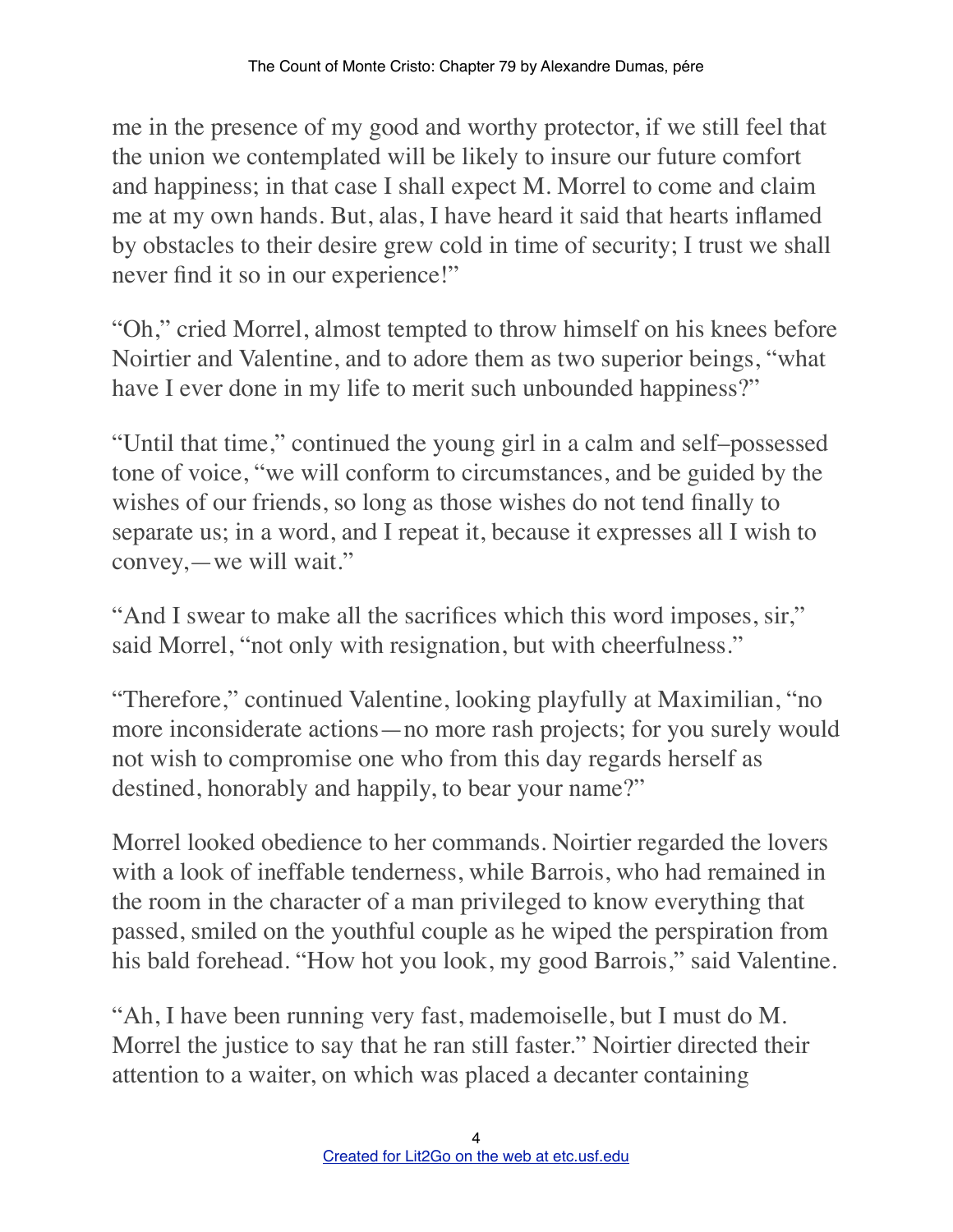me in the presence of my good and worthy protector, if we still feel that the union we contemplated will be likely to insure our future comfort and happiness; in that case I shall expect M. Morrel to come and claim me at my own hands. But, alas, I have heard it said that hearts inflamed by obstacles to their desire grew cold in time of security; I trust we shall never find it so in our experience!"

"Oh," cried Morrel, almost tempted to throw himself on his knees before Noirtier and Valentine, and to adore them as two superior beings, "what have I ever done in my life to merit such unbounded happiness?"

"Until that time," continued the young girl in a calm and self–possessed tone of voice, "we will conform to circumstances, and be guided by the wishes of our friends, so long as those wishes do not tend finally to separate us; in a word, and I repeat it, because it expresses all I wish to convey,—we will wait."

"And I swear to make all the sacrifices which this word imposes, sir," said Morrel, "not only with resignation, but with cheerfulness."

"Therefore," continued Valentine, looking playfully at Maximilian, "no more inconsiderate actions—no more rash projects; for you surely would not wish to compromise one who from this day regards herself as destined, honorably and happily, to bear your name?"

Morrel looked obedience to her commands. Noirtier regarded the lovers with a look of ineffable tenderness, while Barrois, who had remained in the room in the character of a man privileged to know everything that passed, smiled on the youthful couple as he wiped the perspiration from his bald forehead. "How hot you look, my good Barrois," said Valentine.

"Ah, I have been running very fast, mademoiselle, but I must do M. Morrel the justice to say that he ran still faster." Noirtier directed their attention to a waiter, on which was placed a decanter containing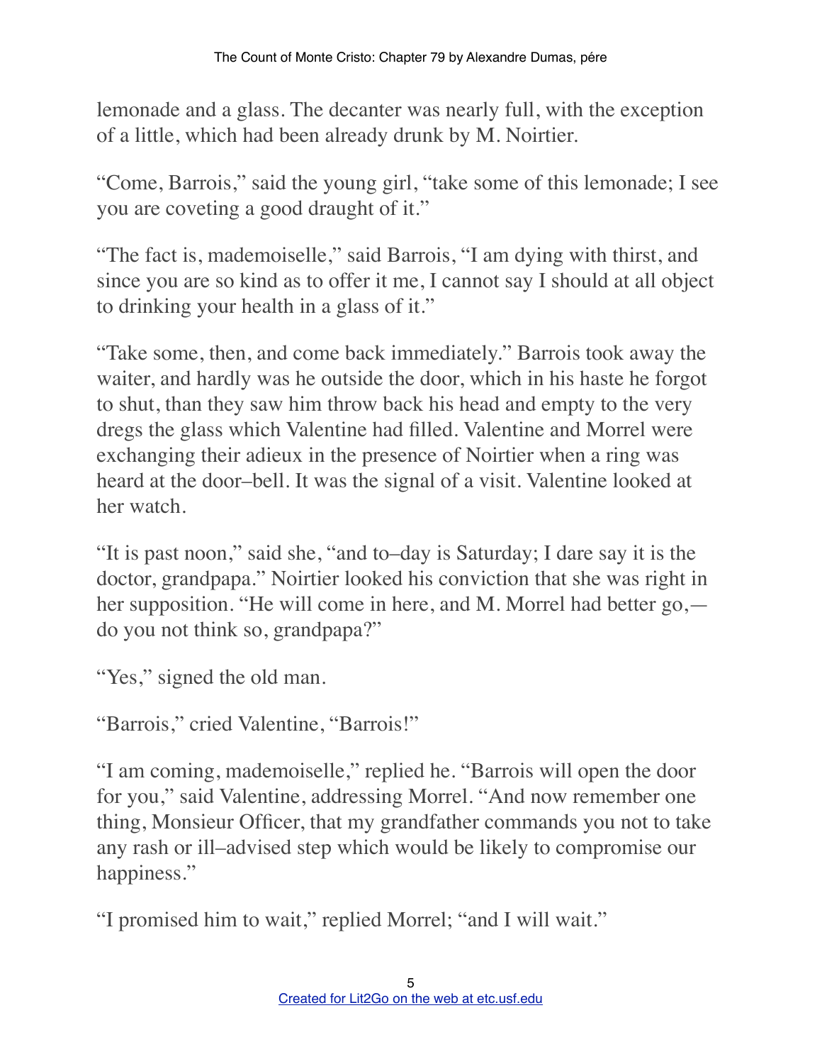lemonade and a glass. The decanter was nearly full, with the exception of a little, which had been already drunk by M. Noirtier.

"Come, Barrois," said the young girl, "take some of this lemonade; I see you are coveting a good draught of it."

"The fact is, mademoiselle," said Barrois, "I am dying with thirst, and since you are so kind as to offer it me, I cannot say I should at all object to drinking your health in a glass of it."

"Take some, then, and come back immediately." Barrois took away the waiter, and hardly was he outside the door, which in his haste he forgot to shut, than they saw him throw back his head and empty to the very dregs the glass which Valentine had filled. Valentine and Morrel were exchanging their adieux in the presence of Noirtier when a ring was heard at the door–bell. It was the signal of a visit. Valentine looked at her watch.

"It is past noon," said she, "and to–day is Saturday; I dare say it is the doctor, grandpapa." Noirtier looked his conviction that she was right in her supposition. "He will come in here, and M. Morrel had better go,—do you not think so, grandpapa?"

"Yes," signed the old man.

"Barrois," cried Valentine, "Barrois!"

"I am coming, mademoiselle," replied he. "Barrois will open the door for you," said Valentine, addressing Morrel. "And now remember one thing, Monsieur Officer, that my grandfather commands you not to take any rash or ill–advised step which would be likely to compromise our happiness."

"I promised him to wait," replied Morrel; "and I will wait."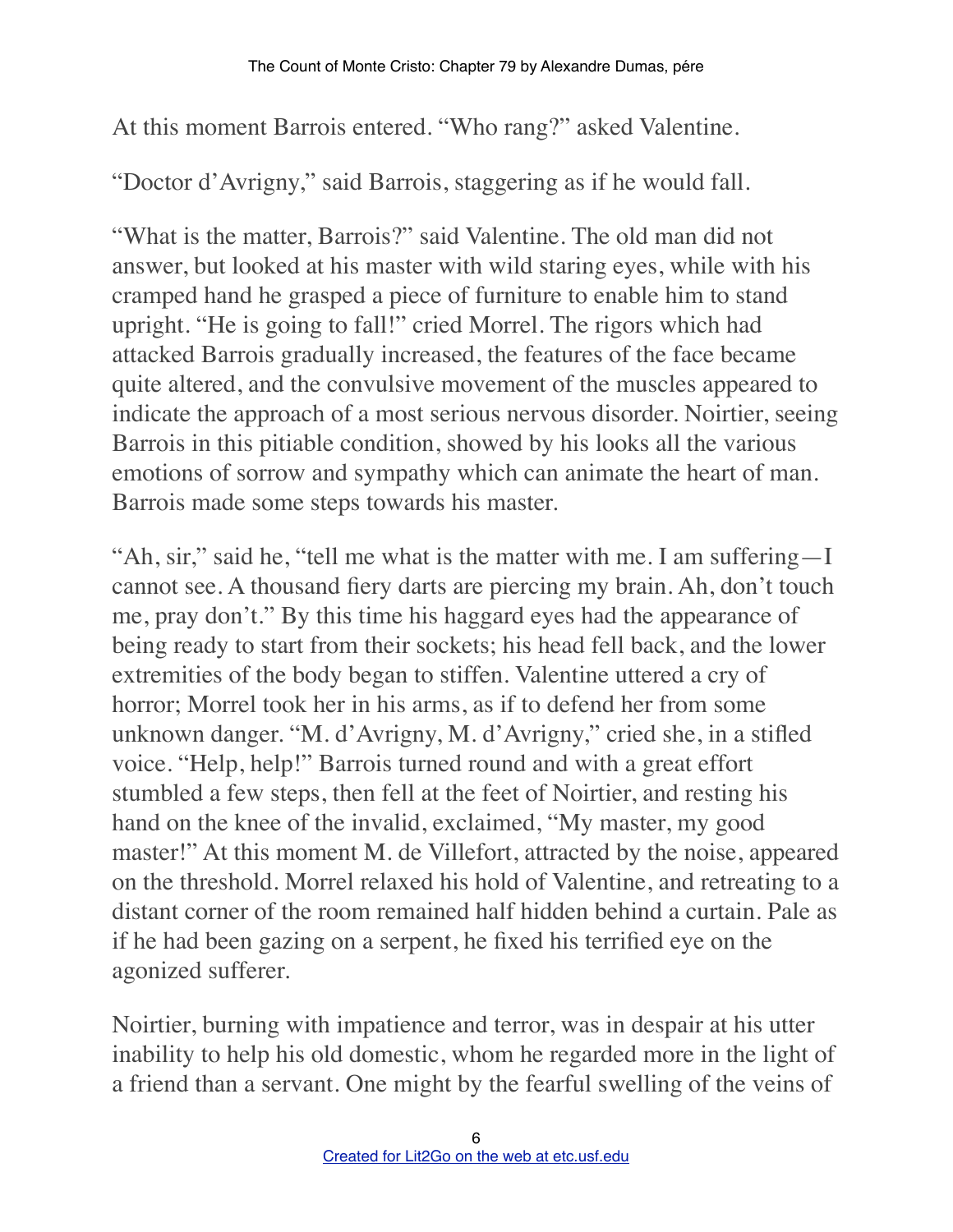At this moment Barrois entered. "Who rang?" asked Valentine.

"Doctor d'Avrigny," said Barrois, staggering as if he would fall.

"What is the matter, Barrois?" said Valentine. The old man did not answer, but looked at his master with wild staring eyes, while with his cramped hand he grasped a piece of furniture to enable him to stand upright. "He is going to fall!" cried Morrel. The rigors which had attacked Barrois gradually increased, the features of the face became quite altered, and the convulsive movement of the muscles appeared to indicate the approach of a most serious nervous disorder. Noirtier, seeing Barrois in this pitiable condition, showed by his looks all the various emotions of sorrow and sympathy which can animate the heart of man. Barrois made some steps towards his master.

"Ah, sir," said he, "tell me what is the matter with me. I am suffering—I cannot see. A thousand fiery darts are piercing my brain. Ah, don't touch me, pray don't." By this time his haggard eyes had the appearance of being ready to start from their sockets; his head fell back, and the lower extremities of the body began to stiffen. Valentine uttered a cry of horror; Morrel took her in his arms, as if to defend her from some unknown danger. "M. d'Avrigny, M. d'Avrigny," cried she, in a stifled voice. "Help, help!" Barrois turned round and with a great effort stumbled a few steps, then fell at the feet of Noirtier, and resting his hand on the knee of the invalid, exclaimed, "My master, my good master!" At this moment M. de Villefort, attracted by the noise, appeared on the threshold. Morrel relaxed his hold of Valentine, and retreating to a distant corner of the room remained half hidden behind a curtain. Pale as if he had been gazing on a serpent, he fixed his terrified eye on the agonized sufferer.

Noirtier, burning with impatience and terror, was in despair at his utter inability to help his old domestic, whom he regarded more in the light of a friend than a servant. One might by the fearful swelling of the veins of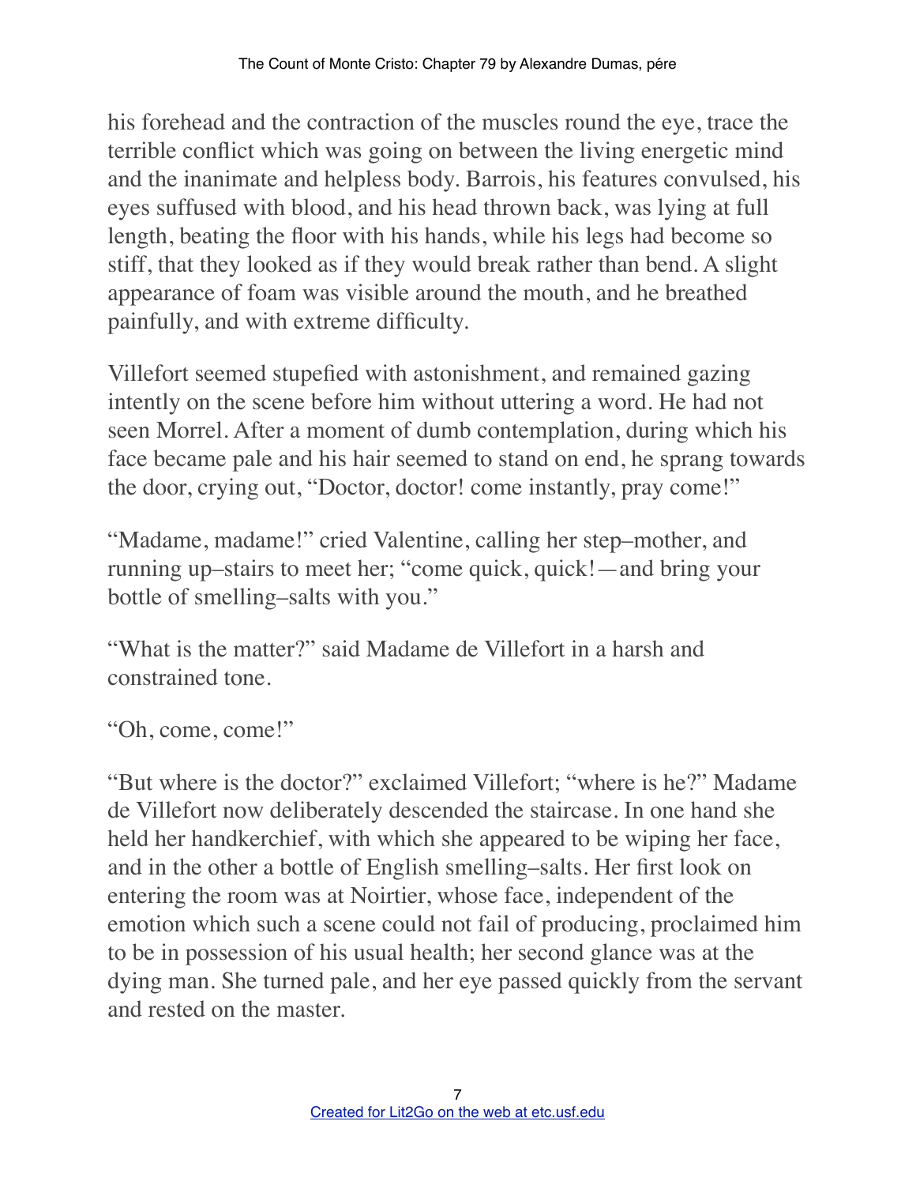his forehead and the contraction of the muscles round the eye, trace the terrible conflict which was going on between the living energetic mind and the inanimate and helpless body. Barrois, his features convulsed, his eyes suffused with blood, and his head thrown back, was lying at full length, beating the floor with his hands, while his legs had become so stiff, that they looked as if they would break rather than bend. A slight appearance of foam was visible around the mouth, and he breathed painfully, and with extreme difficulty.

Villefort seemed stupefied with astonishment, and remained gazing intently on the scene before him without uttering a word. He had not seen Morrel. After a moment of dumb contemplation, during which his face became pale and his hair seemed to stand on end, he sprang towards the door, crying out, "Doctor, doctor! come instantly, pray come!"

"Madame, madame!" cried Valentine, calling her step–mother, and running up–stairs to meet her; "come quick, quick!—and bring your bottle of smelling–salts with you."

"What is the matter?" said Madame de Villefort in a harsh and constrained tone.

"Oh, come, come!"

"But where is the doctor?" exclaimed Villefort; "where is he?" Madame de Villefort now deliberately descended the staircase. In one hand she held her handkerchief, with which she appeared to be wiping her face, and in the other a bottle of English smelling–salts. Her first look on entering the room was at Noirtier, whose face, independent of the emotion which such a scene could not fail of producing, proclaimed him to be in possession of his usual health; her second glance was at the dying man. She turned pale, and her eye passed quickly from the servant and rested on the master.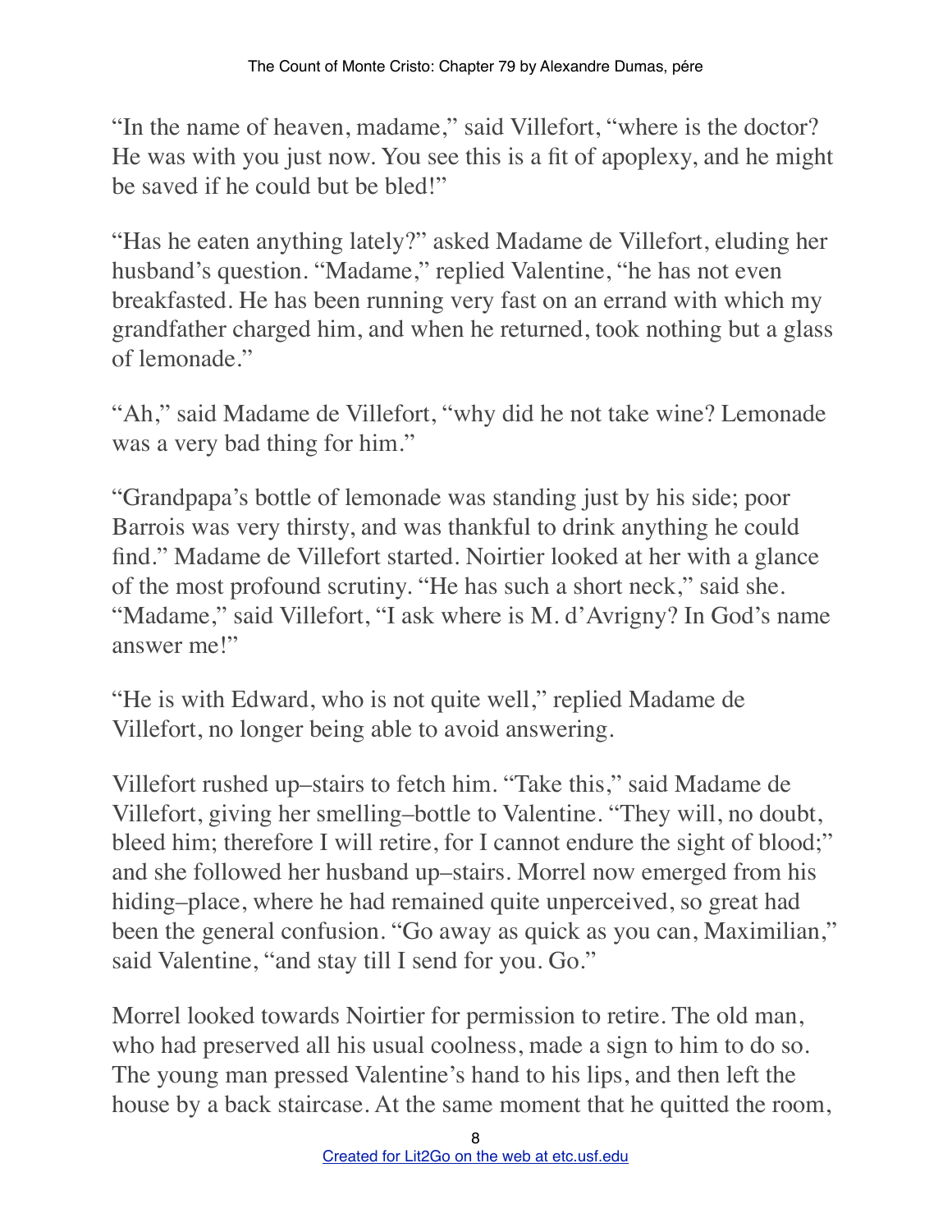"In the name of heaven, madame," said Villefort, "where is the doctor? He was with you just now. You see this is a fit of apoplexy, and he might be saved if he could but be bled!"

"Has he eaten anything lately?" asked Madame de Villefort, eluding her husband's question. "Madame," replied Valentine, "he has not even breakfasted. He has been running very fast on an errand with which my grandfather charged him, and when he returned, took nothing but a glass of lemonade."

"Ah," said Madame de Villefort, "why did he not take wine? Lemonade was a very bad thing for him."

"Grandpapa's bottle of lemonade was standing just by his side; poor Barrois was very thirsty, and was thankful to drink anything he could find." Madame de Villefort started. Noirtier looked at her with a glance of the most profound scrutiny. "He has such a short neck," said she. "Madame," said Villefort, "I ask where is M. d'Avrigny? In God's name answer me!"

"He is with Edward, who is not quite well," replied Madame de Villefort, no longer being able to avoid answering.

Villefort rushed up–stairs to fetch him. "Take this," said Madame de Villefort, giving her smelling–bottle to Valentine. "They will, no doubt, bleed him; therefore I will retire, for I cannot endure the sight of blood;" and she followed her husband up–stairs. Morrel now emerged from his hiding–place, where he had remained quite unperceived, so great had been the general confusion. "Go away as quick as you can, Maximilian," said Valentine, "and stay till I send for you. Go."

Morrel looked towards Noirtier for permission to retire. The old man, who had preserved all his usual coolness, made a sign to him to do so. The young man pressed Valentine's hand to his lips, and then left the house by a back staircase. At the same moment that he quitted the room,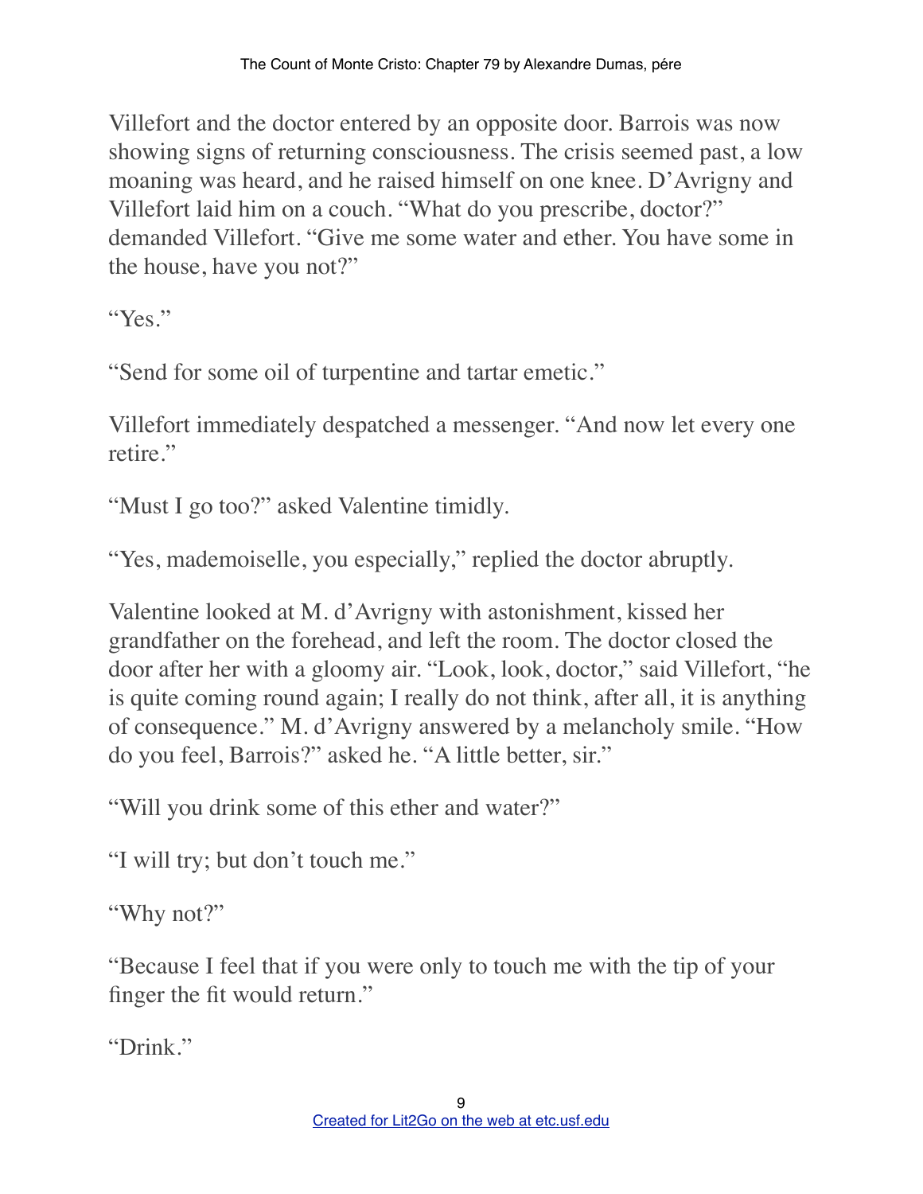Villefort and the doctor entered by an opposite door. Barrois was now showing signs of returning consciousness. The crisis seemed past, a low moaning was heard, and he raised himself on one knee. D'Avrigny and Villefort laid him on a couch. "What do you prescribe, doctor?" demanded Villefort. "Give me some water and ether. You have some in the house, have you not?"

"Yes."

"Send for some oil of turpentine and tartar emetic."

Villefort immediately despatched a messenger. "And now let every one retire."

"Must I go too?" asked Valentine timidly.

"Yes, mademoiselle, you especially," replied the doctor abruptly.

Valentine looked at M. d'Avrigny with astonishment, kissed her grandfather on the forehead, and left the room. The doctor closed the door after her with a gloomy air. "Look, look, doctor," said Villefort, "he is quite coming round again; I really do not think, after all, it is anything of consequence." M. d'Avrigny answered by a melancholy smile. "How do you feel, Barrois?" asked he. "A little better, sir."

"Will you drink some of this ether and water?"

"I will try; but don't touch me."

"Why not?"

"Because I feel that if you were only to touch me with the tip of your finger the fit would return."

"Drink."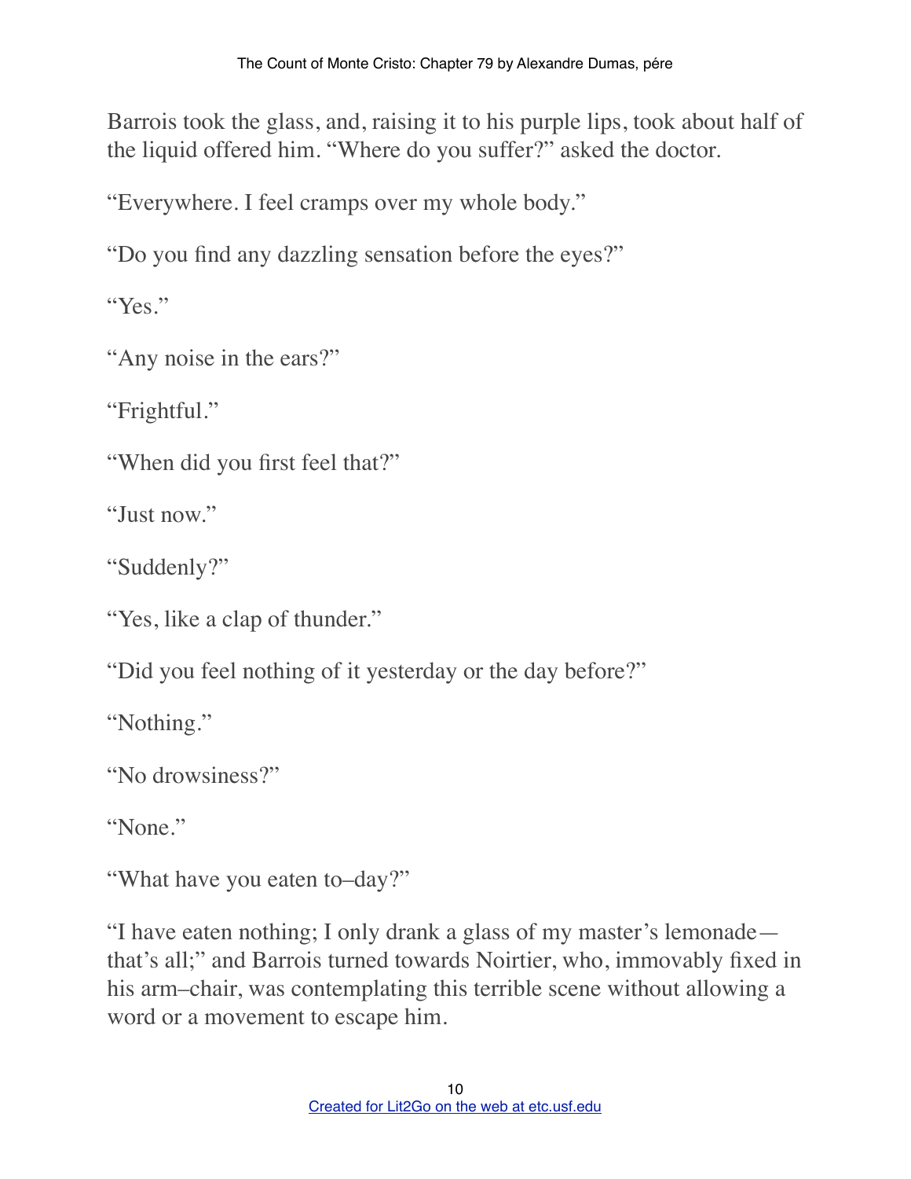Barrois took the glass, and, raising it to his purple lips, took about half of the liquid offered him. “Where do you suffer?” asked the doctor.

“Everywhere. I feel cramps over my whole body.”

“Do you find any dazzling sensation before the eyes?”

“Yes.”

“Any noise in the ears?”

“Frightful.”

“When did you first feel that?”

“Just now.”

“Suddenly?”

“Yes, like a clap of thunder.”

“Did you feel nothing of it yesterday or the day before?”

“Nothing.”

“No drowsiness?”

“None.”

“What have you eaten to–day?”

“I have eaten nothing; I only drank a glass of my master’s lemonade—that’s all;” and Barrois turned towards Noirtier, who, immovably fixed in his arm–chair, was contemplating this terrible scene without allowing a word or a movement to escape him.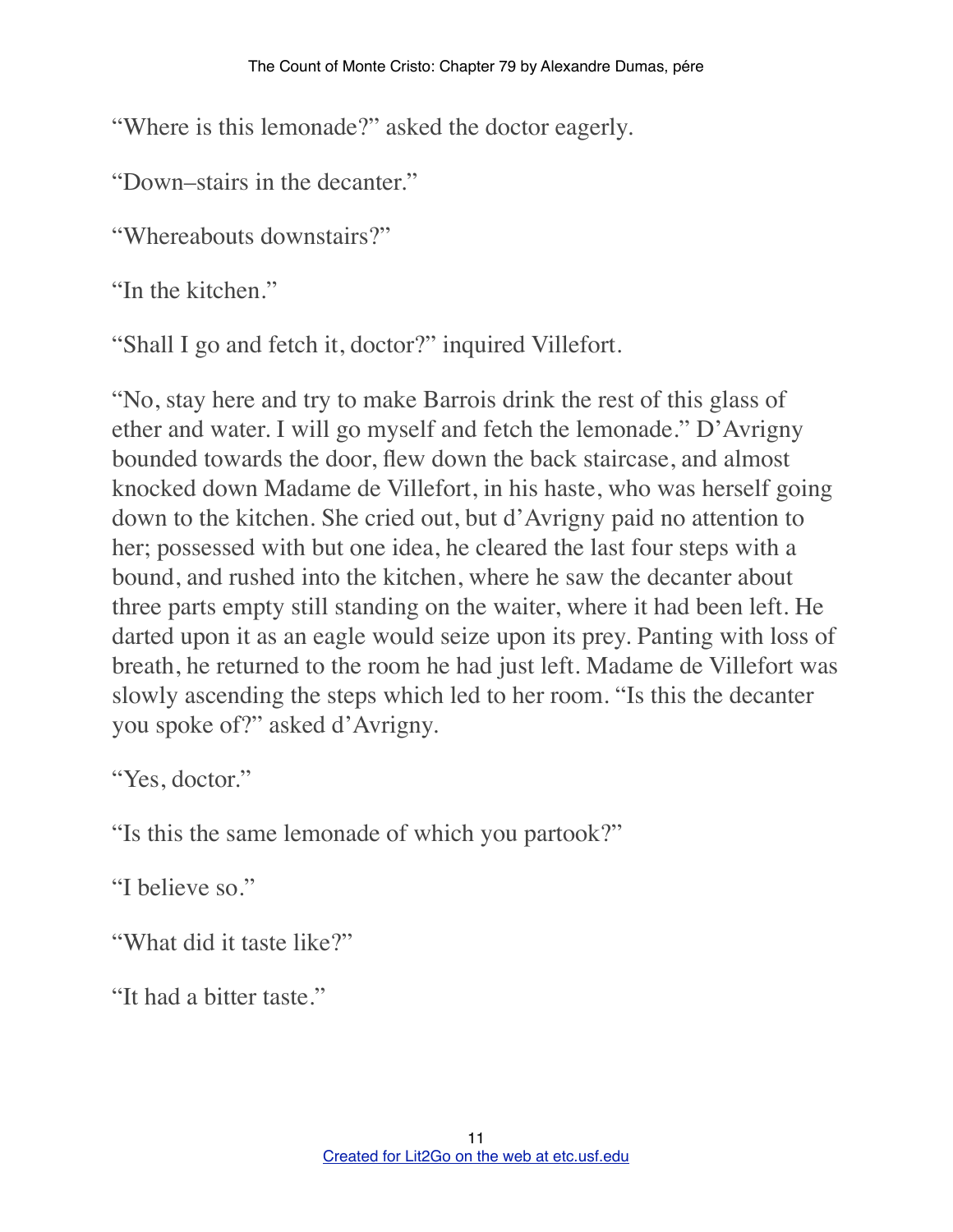“Where is this lemonade?” asked the doctor eagerly.

“Down–stairs in the decanter.”

“Whereabouts downstairs?”

“In the kitchen.”

“Shall I go and fetch it, doctor?” inquired Villefort.

“No, stay here and try to make Barrois drink the rest of this glass of ether and water. I will go myself and fetch the lemonade.” D’Avrigny bounded towards the door, flew down the back staircase, and almost knocked down Madame de Villefort, in his haste, who was herself going down to the kitchen. She cried out, but d’Avrigny paid no attention to her; possessed with but one idea, he cleared the last four steps with a bound, and rushed into the kitchen, where he saw the decanter about three parts empty still standing on the waiter, where it had been left. He darted upon it as an eagle would seize upon its prey. Panting with loss of breath, he returned to the room he had just left. Madame de Villefort was slowly ascending the steps which led to her room. “Is this the decanter you spoke of?” asked d’Avrigny.

“Yes, doctor.”

“Is this the same lemonade of which you partook?”

“I believe so.”

“What did it taste like?”

“It had a bitter taste.”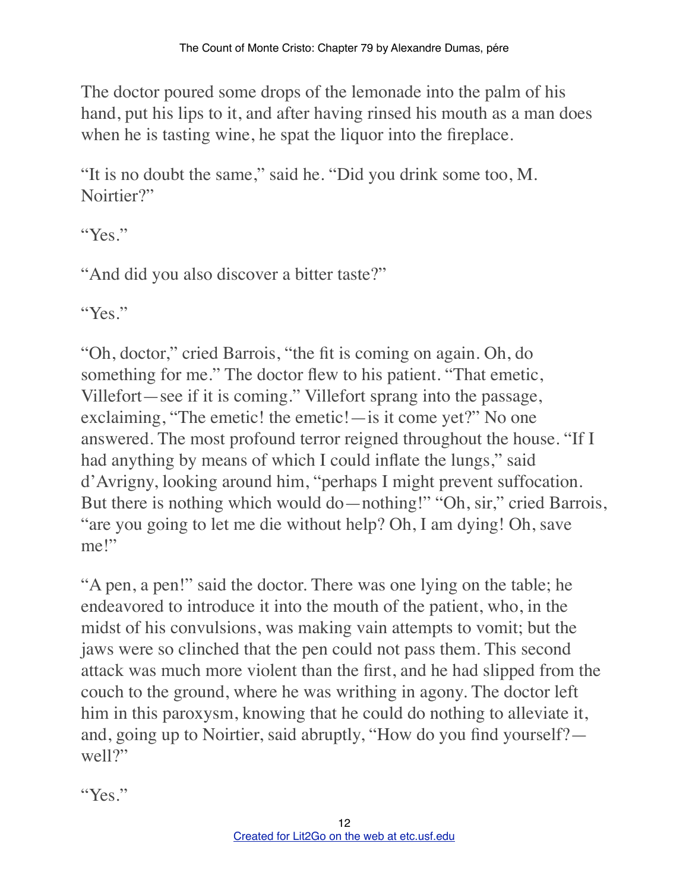The doctor poured some drops of the lemonade into the palm of his hand, put his lips to it, and after having rinsed his mouth as a man does when he is tasting wine, he spat the liquor into the fireplace.

"It is no doubt the same," said he. "Did you drink some too, M. Noirtier?"

"Yes."

"And did you also discover a bitter taste?"

"Yes."

"Oh, doctor," cried Barrois, "the fit is coming on again. Oh, do something for me." The doctor flew to his patient. "That emetic, Villefort—see if it is coming." Villefort sprang into the passage, exclaiming, "The emetic! the emetic!—is it come yet?" No one answered. The most profound terror reigned throughout the house. "If I had anything by means of which I could inflate the lungs," said d'Avrigny, looking around him, "perhaps I might prevent suffocation. But there is nothing which would do—nothing!" "Oh, sir," cried Barrois, "are you going to let me die without help? Oh, I am dying! Oh, save me!"

"A pen, a pen!" said the doctor. There was one lying on the table; he endeavored to introduce it into the mouth of the patient, who, in the midst of his convulsions, was making vain attempts to vomit; but the jaws were so clinched that the pen could not pass them. This second attack was much more violent than the first, and he had slipped from the couch to the ground, where he was writhing in agony. The doctor left him in this paroxysm, knowing that he could do nothing to alleviate it, and, going up to Noirtier, said abruptly, "How do you find yourself?—well?"

"Yes."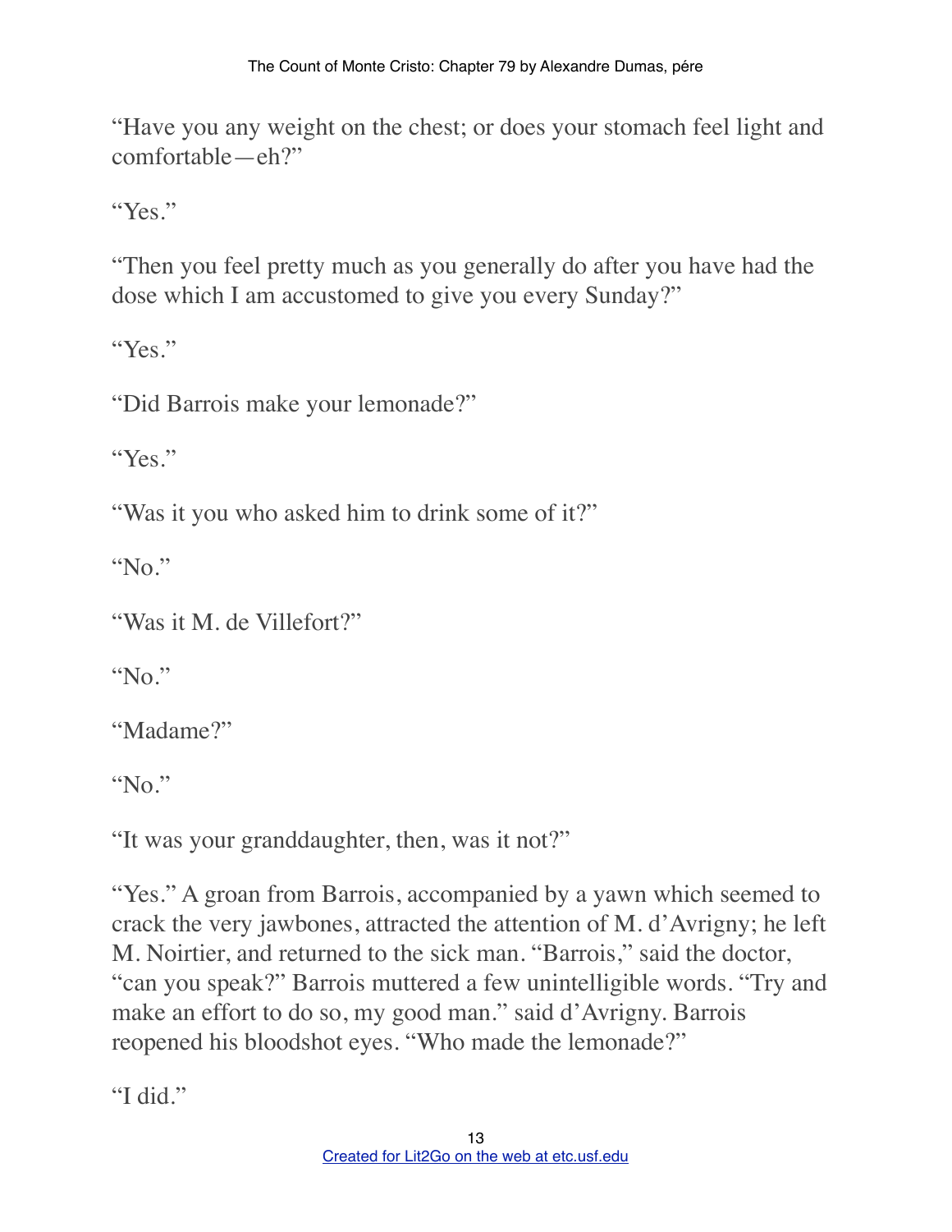"Have you any weight on the chest; or does your stomach feel light and comfortable—eh?"

"Yes."

"Then you feel pretty much as you generally do after you have had the dose which I am accustomed to give you every Sunday?"

"Yes."

"Did Barrois make your lemonade?"

"Yes."

"Was it you who asked him to drink some of it?"

"No."

"Was it M. de Villefort?"

"No."

"Madame?"

"No."

"It was your granddaughter, then, was it not?"

"Yes." A groan from Barrois, accompanied by a yawn which seemed to crack the very jawbones, attracted the attention of M. d'Avrigny; he left M. Noirtier, and returned to the sick man. "Barrois," said the doctor, "can you speak?" Barrois muttered a few unintelligible words. "Try and make an effort to do so, my good man." said d'Avrigny. Barrois reopened his bloodshot eyes. "Who made the lemonade?"

"I did."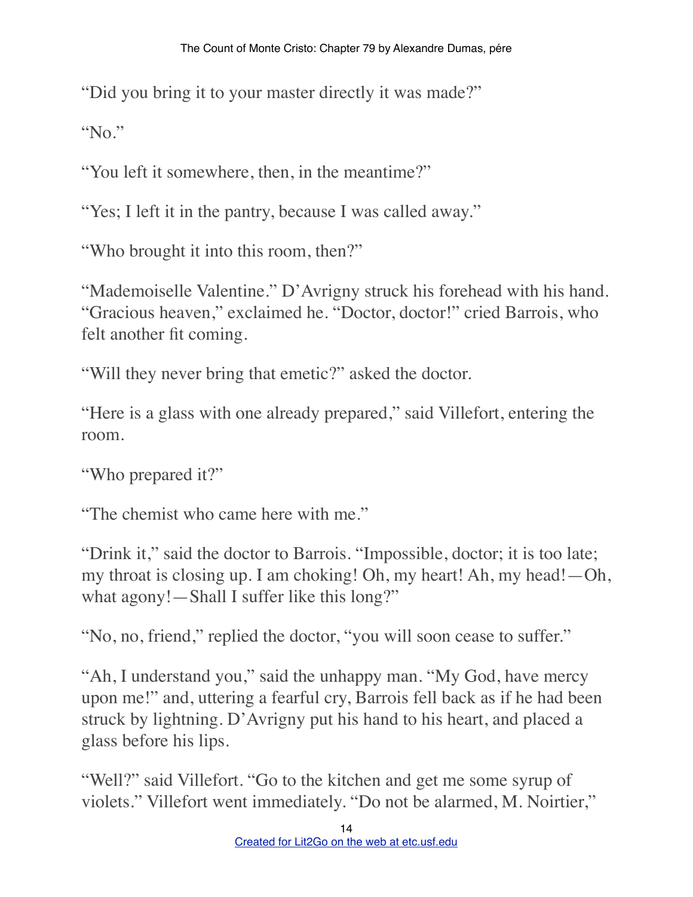"Did you bring it to your master directly it was made?"

"No."

"You left it somewhere, then, in the meantime?"

"Yes; I left it in the pantry, because I was called away."

"Who brought it into this room, then?"

"Mademoiselle Valentine." D'Avrigny struck his forehead with his hand. "Gracious heaven," exclaimed he. "Doctor, doctor!" cried Barrois, who felt another fit coming.

"Will they never bring that emetic?" asked the doctor.

"Here is a glass with one already prepared," said Villefort, entering the room.

"Who prepared it?"

"The chemist who came here with me."

"Drink it," said the doctor to Barrois. "Impossible, doctor; it is too late; my throat is closing up. I am choking! Oh, my heart! Ah, my head!—Oh, what agony!—Shall I suffer like this long?"

"No, no, friend," replied the doctor, "you will soon cease to suffer."

"Ah, I understand you," said the unhappy man. "My God, have mercy upon me!" and, uttering a fearful cry, Barrois fell back as if he had been struck by lightning. D'Avrigny put his hand to his heart, and placed a glass before his lips.

"Well?" said Villefort. "Go to the kitchen and get me some syrup of violets." Villefort went immediately. "Do not be alarmed, M. Noirtier,"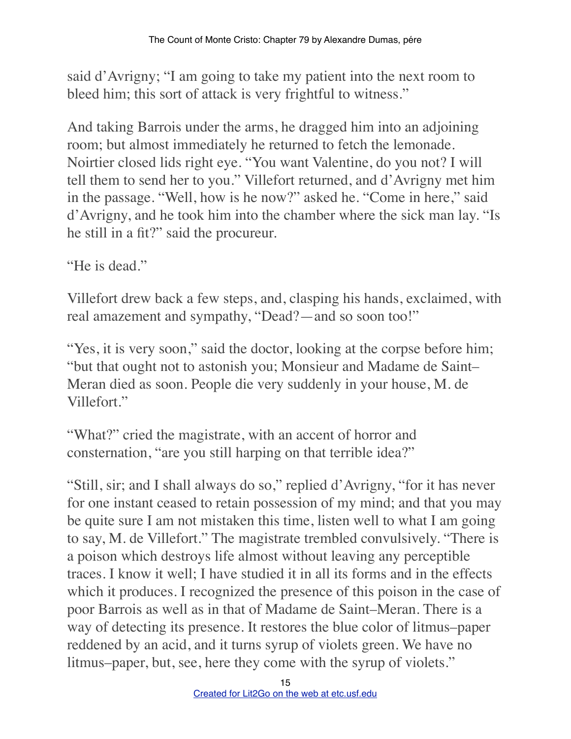said d'Avrigny; "I am going to take my patient into the next room to bleed him; this sort of attack is very frightful to witness."

And taking Barrois under the arms, he dragged him into an adjoining room; but almost immediately he returned to fetch the lemonade. Noirtier closed lids right eye. "You want Valentine, do you not? I will tell them to send her to you." Villefort returned, and d'Avrigny met him in the passage. "Well, how is he now?" asked he. "Come in here," said d'Avrigny, and he took him into the chamber where the sick man lay. "Is he still in a fit?" said the procureur.

"He is dead."

Villefort drew back a few steps, and, clasping his hands, exclaimed, with real amazement and sympathy, "Dead?—and so soon too!"

"Yes, it is very soon," said the doctor, looking at the corpse before him; "but that ought not to astonish you; Monsieur and Madame de Saint–Meran died as soon. People die very suddenly in your house, M. de Villefort."

"What?" cried the magistrate, with an accent of horror and consternation, "are you still harping on that terrible idea?"

"Still, sir; and I shall always do so," replied d'Avrigny, "for it has never for one instant ceased to retain possession of my mind; and that you may be quite sure I am not mistaken this time, listen well to what I am going to say, M. de Villefort." The magistrate trembled convulsively. "There is a poison which destroys life almost without leaving any perceptible traces. I know it well; I have studied it in all its forms and in the effects which it produces. I recognized the presence of this poison in the case of poor Barrois as well as in that of Madame de Saint–Meran. There is a way of detecting its presence. It restores the blue color of litmus–paper reddened by an acid, and it turns syrup of violets green. We have no litmus–paper, but, see, here they come with the syrup of violets."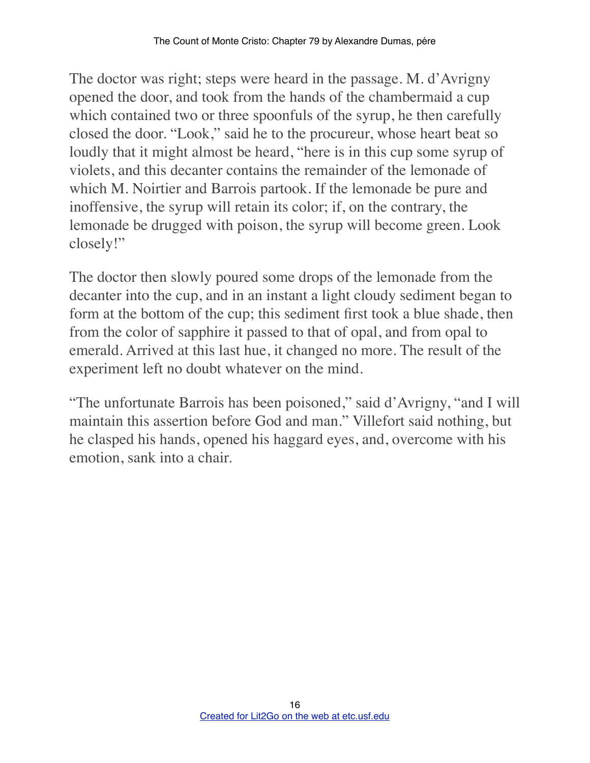The doctor was right; steps were heard in the passage. M. d'Avrigny opened the door, and took from the hands of the chambermaid a cup which contained two or three spoonfuls of the syrup, he then carefully closed the door. "Look," said he to the procureur, whose heart beat so loudly that it might almost be heard, "here is in this cup some syrup of violets, and this decanter contains the remainder of the lemonade of which M. Noirtier and Barrois partook. If the lemonade be pure and inoffensive, the syrup will retain its color; if, on the contrary, the lemonade be drugged with poison, the syrup will become green. Look closely!"

The doctor then slowly poured some drops of the lemonade from the decanter into the cup, and in an instant a light cloudy sediment began to form at the bottom of the cup; this sediment first took a blue shade, then from the color of sapphire it passed to that of opal, and from opal to emerald. Arrived at this last hue, it changed no more. The result of the experiment left no doubt whatever on the mind.

"The unfortunate Barrois has been poisoned," said d'Avrigny, "and I will maintain this assertion before God and man." Villefort said nothing, but he clasped his hands, opened his haggard eyes, and, overcome with his emotion, sank into a chair.